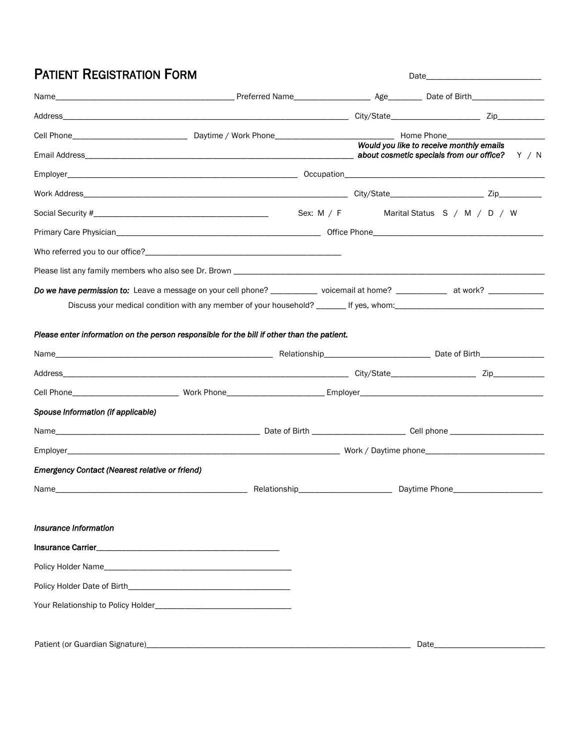# PATIENT REGISTRATION FORM

Date___________________________

Name___________________________________________ Preferred Name__________________ Age________ Date of Birth_________________

Address______________________________________________________________________ City/State_____________________ Zip___________

Cell Phone___________________________ Daytime / Work Phone____________________________ Home Phone_______________________

Email Address_________________________________________________________________ *Would you like to receive monthly emails about cosmetic specials from our office?* Y / N

Employer________________________________________________________ Occupation_______________________________________________

Work Address_________________________________________________________________ City/State______________________ Zip__________

Social Security #__________________________________________ Sex: M / F Marital Status S / M / D / W

Primary Care Physician_________________________________________________ Office Phone_________________________________________

Who referred you to our office?________________________________________________

Please list any family members who also see Dr. Brown _____________________________________________________________________________

***Do we have permission to:*** Leave a message on your cell phone? ___________ voicemail at home? ____________ at work? _____________

Discuss your medical condition with any member of your household? _______ If yes, whom:___________________________________

*Please enter information on the person responsible for the bill if other than the patient.*

Name_____________________________________________________ Relationship_________________________ Date of Birth_______________

Address______________________________________________________________________ City/State____________________ Zip____________

Cell Phone_________________________ Work Phone_______________________ Employer____________________________________________

*Spouse Information (if applicable)*

Name_________________________________________________ Date of Birth ______________________ Cell phone _______________________

Employer___________________________________________________________________ Work / Daytime phone____________________________

*Emergency Contact (Nearest relative or friend)*

Name______________________________________________ Relationship______________________ Daytime Phone_____________________

*Insurance Information*

Insurance Carrier____________________________________________

Policy Holder Name_____________________________________________

Policy Holder Date of Birth_______________________________________

Your Relationship to Policy Holder________________________________

Patient (or Guardian Signature)_________________________________________________________________ Date__________________________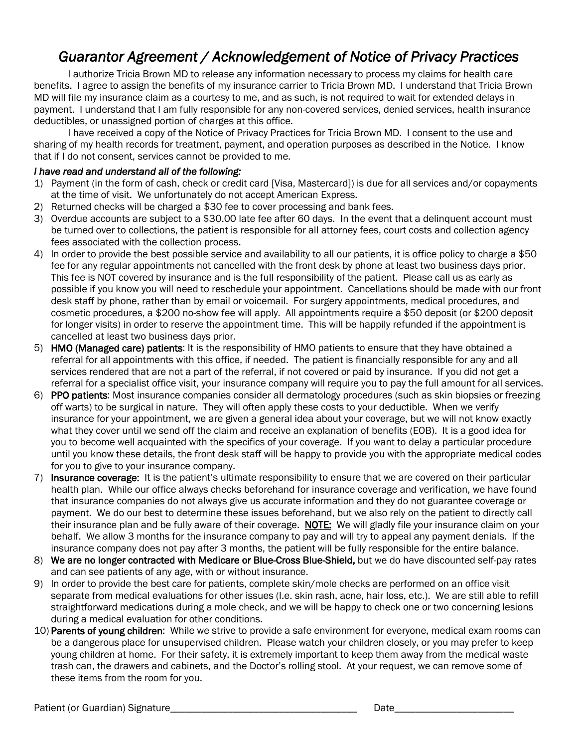# *Guarantor Agreement / Acknowledgement of Notice of Privacy Practices*

I authorize Tricia Brown MD to release any information necessary to process my claims for health care benefits. I agree to assign the benefits of my insurance carrier to Tricia Brown MD. I understand that Tricia Brown MD will file my insurance claim as a courtesy to me, and as such, is not required to wait for extended delays in payment. I understand that I am fully responsible for any non-covered services, denied services, health insurance deductibles, or unassigned portion of charges at this office.

I have received a copy of the Notice of Privacy Practices for Tricia Brown MD. I consent to the use and sharing of my health records for treatment, payment, and operation purposes as described in the Notice. I know that if I do not consent, services cannot be provided to me.

***I have read and understand all of the following:***

1) Payment (in the form of cash, check or credit card [Visa, Mastercard]) is due for all services and/or copayments at the time of visit. We unfortunately do not accept American Express.
2) Returned checks will be charged a $30 fee to cover processing and bank fees.
3) Overdue accounts are subject to a $30.00 late fee after 60 days. In the event that a delinquent account must be turned over to collections, the patient is responsible for all attorney fees, court costs and collection agency fees associated with the collection process.
4) In order to provide the best possible service and availability to all our patients, it is office policy to charge a $50 fee for any regular appointments not cancelled with the front desk by phone at least two business days prior. This fee is NOT covered by insurance and is the full responsibility of the patient. Please call us as early as possible if you know you will need to reschedule your appointment. Cancellations should be made with our front desk staff by phone, rather than by email or voicemail. For surgery appointments, medical procedures, and cosmetic procedures, a $200 no-show fee will apply. All appointments require a $50 deposit (or $200 deposit for longer visits) in order to reserve the appointment time. This will be happily refunded if the appointment is cancelled at least two business days prior.
5) **HMO (Managed care) patients**: It is the responsibility of HMO patients to ensure that they have obtained a referral for all appointments with this office, if needed. The patient is financially responsible for any and all services rendered that are not a part of the referral, if not covered or paid by insurance. If you did not get a referral for a specialist office visit, your insurance company will require you to pay the full amount for all services.
6) **PPO patients**: Most insurance companies consider all dermatology procedures (such as skin biopsies or freezing off warts) to be surgical in nature. They will often apply these costs to your deductible. When we verify insurance for your appointment, we are given a general idea about your coverage, but we will not know exactly what they cover until we send off the claim and receive an explanation of benefits (EOB). It is a good idea for you to become well acquainted with the specifics of your coverage. If you want to delay a particular procedure until you know these details, the front desk staff will be happy to provide you with the appropriate medical codes for you to give to your insurance company.
7) **Insurance coverage:** It is the patient's ultimate responsibility to ensure that we are covered on their particular health plan. While our office always checks beforehand for insurance coverage and verification, we have found that insurance companies do not always give us accurate information and they do not guarantee coverage or payment. We do our best to determine these issues beforehand, but we also rely on the patient to directly call their insurance plan and be fully aware of their coverage. **NOTE:** We will gladly file your insurance claim on your behalf. We allow 3 months for the insurance company to pay and will try to appeal any payment denials. If the insurance company does not pay after 3 months, the patient will be fully responsible for the entire balance.
8) **We are no longer contracted with Medicare or Blue-Cross Blue-Shield,** but we do have discounted self-pay rates and can see patients of any age, with or without insurance.
9) In order to provide the best care for patients, complete skin/mole checks are performed on an office visit separate from medical evaluations for other issues (I.e. skin rash, acne, hair loss, etc.). We are still able to refill straightforward medications during a mole check, and we will be happy to check one or two concerning lesions during a medical evaluation for other conditions.
10) **Parents of young children**: While we strive to provide a safe environment for everyone, medical exam rooms can be a dangerous place for unsupervised children. Please watch your children closely, or you may prefer to keep young children at home. For their safety, it is extremely important to keep them away from the medical waste trash can, the drawers and cabinets, and the Doctor's rolling stool. At your request, we can remove some of these items from the room for you.

Patient (or Guardian) Signature____________________________________ Date_______________________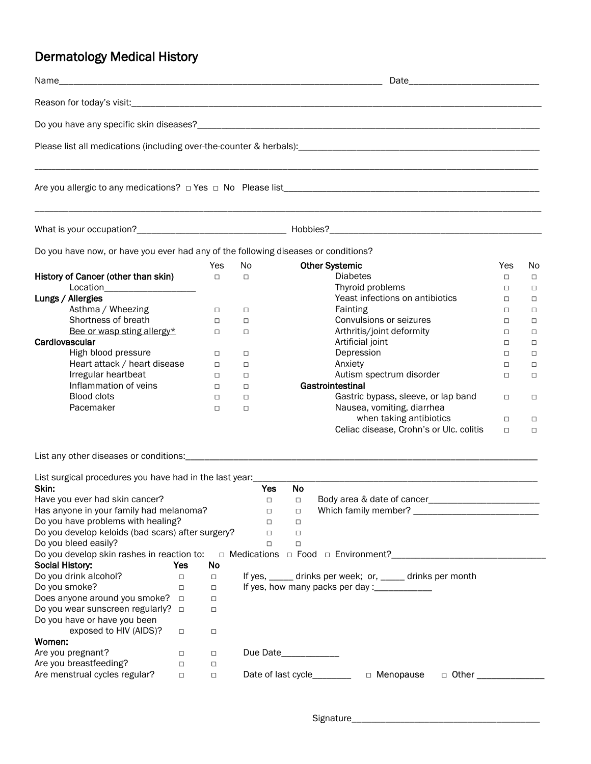# Dermatology Medical History

Name\_\_\_\_\_\_\_\_\_\_\_\_\_\_\_\_\_\_\_\_\_\_\_\_\_\_\_\_\_\_\_\_\_\_\_\_\_\_\_\_\_\_\_\_\_\_\_\_\_\_\_\_\_\_\_\_\_\_\_\_\_\_\_\_ Date\_\_\_\_\_\_\_\_\_\_\_\_\_\_\_\_\_\_\_\_\_\_\_\_\_\_\_\_

Reason for today's visit:\_\_\_\_\_\_\_\_\_\_\_\_\_\_\_\_\_\_\_\_\_\_\_\_\_\_\_\_\_\_\_\_\_\_\_\_\_\_\_\_\_\_\_\_\_\_\_\_\_\_\_\_\_\_\_\_\_\_\_\_\_\_\_\_\_\_\_\_\_\_\_\_\_\_\_\_\_\_\_\_

Do you have any specific skin diseases?\_\_\_\_\_\_\_\_\_\_\_\_\_\_\_\_\_\_\_\_\_\_\_\_\_\_\_\_\_\_\_\_\_\_\_\_\_\_\_\_\_\_\_\_\_\_\_\_\_\_\_\_\_\_\_\_\_\_\_\_\_\_\_\_\_\_\_\_\_

Please list all medications (including over-the-counter & herbals):\_\_\_\_\_\_\_\_\_\_\_\_\_\_\_\_\_\_\_\_\_\_\_\_\_\_\_\_\_\_\_\_\_\_\_\_\_\_\_\_\_\_\_\_\_\_\_\_\_

\_\_\_\_\_\_\_\_\_\_\_\_\_\_\_\_\_\_\_\_\_\_\_\_\_\_\_\_\_\_\_\_\_\_\_\_\_\_\_\_\_\_\_\_\_\_\_\_\_\_\_\_\_\_\_\_\_\_\_\_\_\_\_\_\_\_\_\_\_\_\_\_\_\_\_\_\_\_\_\_\_\_\_\_\_\_\_\_\_\_\_\_\_\_\_\_\_\_\_\_\_\_\_\_\_\_\_

Are you allergic to any medications? □ Yes □ No Please list\_\_\_\_\_\_\_\_\_\_\_\_\_\_\_\_\_\_\_\_\_\_\_\_\_\_\_\_\_\_\_\_\_\_\_\_\_\_\_\_\_\_\_\_\_\_\_\_\_\_\_\_

\_\_\_\_\_\_\_\_\_\_\_\_\_\_\_\_\_\_\_\_\_\_\_\_\_\_\_\_\_\_\_\_\_\_\_\_\_\_\_\_\_\_\_\_\_\_\_\_\_\_\_\_\_\_\_\_\_\_\_\_\_\_\_\_\_\_\_\_\_\_\_\_\_\_\_\_\_\_\_\_\_\_\_\_\_\_\_\_\_\_\_\_\_\_\_\_\_\_\_\_\_\_\_\_\_\_\_

What is your occupation?\_\_\_\_\_\_\_\_\_\_\_\_\_\_\_\_\_\_\_\_\_\_\_\_\_\_\_\_\_\_\_ Hobbies?\_\_\_\_\_\_\_\_\_\_\_\_\_\_\_\_\_\_\_\_\_\_\_\_\_\_\_\_\_\_\_\_\_\_\_\_\_\_\_\_\_\_\_\_

Do you have now, or have you ever had any of the following diseases or conditions?

| | Yes | No |
|---|---|---|
| **History of Cancer (other than skin)** | □ | □ |
| Location\_\_\_\_\_\_\_\_\_\_\_\_\_\_\_\_\_\_\_ | | |
| **Lungs / Allergies** | | |
| Asthma / Wheezing | □ | □ |
| Shortness of breath | □ | □ |
| <u>Bee or wasp sting allergy*</u> | □ | □ |
| **Cardiovascular** | | |
| High blood pressure | □ | □ |
| Heart attack / heart disease | □ | □ |
| Irregular heartbeat | □ | □ |
| Inflammation of veins | □ | □ |
| Blood clots | □ | □ |
| Pacemaker | □ | □ |

| **Other Systemic** | Yes | No |
|---|---|---|
| Diabetes | □ | □ |
| Thyroid problems | □ | □ |
| Yeast infections on antibiotics | □ | □ |
| Fainting | □ | □ |
| Convulsions or seizures | □ | □ |
| Arthritis/joint deformity | □ | □ |
| Artificial joint | □ | □ |
| Depression | □ | □ |
| Anxiety | □ | □ |
| Autism spectrum disorder | □ | □ |
| **Gastrointestinal** | | |
| Gastric bypass, sleeve, or lap band | □ | □ |
| Nausea, vomiting, diarrhea when taking antibiotics | □ | □ |
| Celiac disease, Crohn's or Ulc. colitis | □ | □ |

List any other diseases or conditions:\_\_\_\_\_\_\_\_\_\_\_\_\_\_\_\_\_\_\_\_\_\_\_\_\_\_\_\_\_\_\_\_\_\_\_\_\_\_\_\_\_\_\_\_\_\_\_\_\_\_\_\_\_\_\_\_\_\_\_\_\_\_\_\_\_\_\_\_\_\_\_

List surgical procedures you have had in the last year:\_\_\_\_\_\_\_\_\_\_\_\_\_\_\_\_\_\_\_\_\_\_\_\_\_\_\_\_\_\_\_\_\_\_\_\_\_\_\_\_\_\_\_\_\_\_\_\_\_\_\_\_\_\_\_\_\_\_

| **Skin:** | **Yes** | **No** | |
|---|---|---|---|
| Have you ever had skin cancer? | □ | □ | Body area & date of cancer\_\_\_\_\_\_\_\_\_\_\_\_\_\_\_\_\_\_\_\_\_\_\_ |
| Has anyone in your family had melanoma? | □ | □ | Which family member? \_\_\_\_\_\_\_\_\_\_\_\_\_\_\_\_\_\_\_\_\_\_\_\_\_\_ |
| Do you have problems with healing? | □ | □ | |
| Do you develop keloids (bad scars) after surgery? | □ | □ | |
| Do you bleed easily? | □ | □ | |

Do you develop skin rashes in reaction to: □ Medications □ Food □ Environment?\_\_\_\_\_\_\_\_\_\_\_\_\_\_\_\_\_\_\_\_\_\_\_\_\_\_\_\_\_\_\_\_

| **Social History:** | **Yes** | **No** | |
|---|---|---|---|
| Do you drink alcohol? | □ | □ | If yes, \_\_\_\_\_ drinks per week; or, \_\_\_\_\_ drinks per month |
| Do you smoke? | □ | □ | If yes, how many packs per day :\_\_\_\_\_\_\_\_\_\_\_\_ |
| Does anyone around you smoke? | □ | □ | |
| Do you wear sunscreen regularly? | □ | □ | |
| Do you have or have you been exposed to HIV (AIDS)? | □ | □ | |
| **Women:** | | | |
| Are you pregnant? | □ | □ | Due Date\_\_\_\_\_\_\_\_\_\_\_\_ |
| Are you breastfeeding? | □ | □ | |
| Are menstrual cycles regular? | □ | □ | Date of last cycle\_\_\_\_\_\_\_\_ □ Menopause □ Other \_\_\_\_\_\_\_\_\_\_\_\_\_\_ |

Signature\_\_\_\_\_\_\_\_\_\_\_\_\_\_\_\_\_\_\_\_\_\_\_\_\_\_\_\_\_\_\_\_\_\_\_\_\_\_\_\_